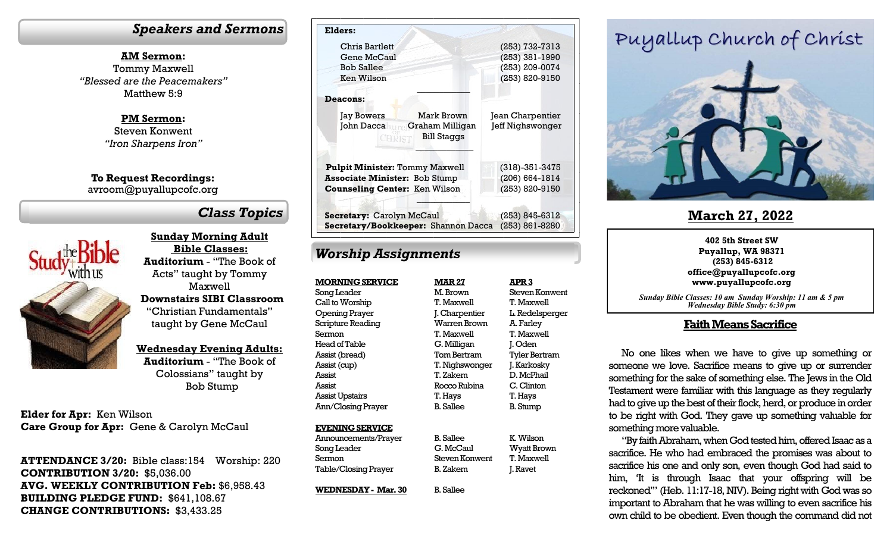## Speakers and Sermons

**AM Sermon:**
Tommy Maxwell
*"Blessed are the Peacemakers"*
Matthew 5:9

**PM Sermon:**
Steven Konwent
*"Iron Sharpens Iron"*

**To Request Recordings:**
avroom@puyallupcofc.org

## Class Topics

**Sunday Morning Adult Bible Classes:**
**Auditorium** - "The Book of Acts" taught by Tommy Maxwell
**Downstairs SIBI Classroom** "Christian Fundamentals" taught by Gene McCaul

**Wednesday Evening Adults:**
**Auditorium** - "The Book of Colossians" taught by Bob Stump

**Elder for Apr:** Ken Wilson
**Care Group for Apr:** Gene & Carolyn McCaul

**ATTENDANCE 3/20:** Bible class:154 Worship: 220
**CONTRIBUTION 3/20:** $5,036.00
**AVG. WEEKLY CONTRIBUTION Feb:** $6,958.43
**BUILDING PLEDGE FUND:** $641,108.67
**CHANGE CONTRIBUTIONS:** $3,433.25

**Elders:**

| | |
|---|---|
| Chris Bartlett | (253) 732-7313 |
| Gene McCaul | (253) 381-1990 |
| Bob Sallee | (253) 209-0074 |
| Ken Wilson | (253) 820-9150 |

**Deacons:**

Jay Bowers, Mark Brown, Jean Charpentier, John Dacca, Graham Milligan, Jeff Nighswonger, Bill Staggs

**Pulpit Minister:** Tommy Maxwell (318)-351-3475
**Associate Minister:** Bob Stump (206) 664-1814
**Counseling Center:** Ken Wilson (253) 820-9150

**Secretary:** Carolyn McCaul (253) 845-6312
**Secretary/Bookkeeper:** Shannon Dacca (253) 861-8280

## Worship Assignments

| **MORNING SERVICE** | **MAR 27** | **APR 3** |
|---|---|---|
| Song Leader | M. Brown | Steven Konwent |
| Call to Worship | T. Maxwell | T. Maxwell |
| Opening Prayer | J. Charpentier | L. Redelsperger |
| Scripture Reading | Warren Brown | A. Farley |
| Sermon | T. Maxwell | T. Maxwell |
| Head of Table | G. Milligan | J. Oden |
| Assist (bread) | Tom Bertram | Tyler Bertram |
| Assist (cup) | T. Nighswonger | J. Karkosky |
| Assist | T. Zakem | D. McPhail |
| Assist | Rocco Rubina | C. Clinton |
| Assist Upstairs | T. Hays | T. Hays |
| Ann/Closing Prayer | B. Sallee | B. Stump |
| **EVENING SERVICE** | | |
| Announcements/Prayer | B. Sallee | K. Wilson |
| Song Leader | G. McCaul | Wyatt Brown |
| Sermon | Steven Konwent | T. Maxwell |
| Table/Closing Prayer | B. Zakem | J. Ravet |
| **WEDNESDAY - Mar. 30** | B. Sallee | |

# Puyallup Church of Christ

## March 27, 2022

**402 5th Street SW**
**Puyallup, WA 98371**
**(253) 845-6312**
**office@puyallupcofc.org**
**www.puyallupcofc.org**

*Sunday Bible Classes: 10 am Sunday Worship: 11 am & 5 pm*
*Wednesday Bible Study: 6:30 pm*

## Faith Means Sacrifice

No one likes when we have to give up something or someone we love. Sacrifice means to give up or surrender something for the sake of something else. The Jews in the Old Testament were familiar with this language as they regularly had to give up the best of their flock, herd, or produce in order to be right with God. They gave up something valuable for something more valuable.

"By faith Abraham, when God tested him, offered Isaac as a sacrifice. He who had embraced the promises was about to sacrifice his one and only son, even though God had said to him, 'It is through Isaac that your offspring will be reckoned'" (Heb. 11:17-18, NIV). Being right with God was so important to Abraham that he was willing to even sacrifice his own child to be obedient. Even though the command did not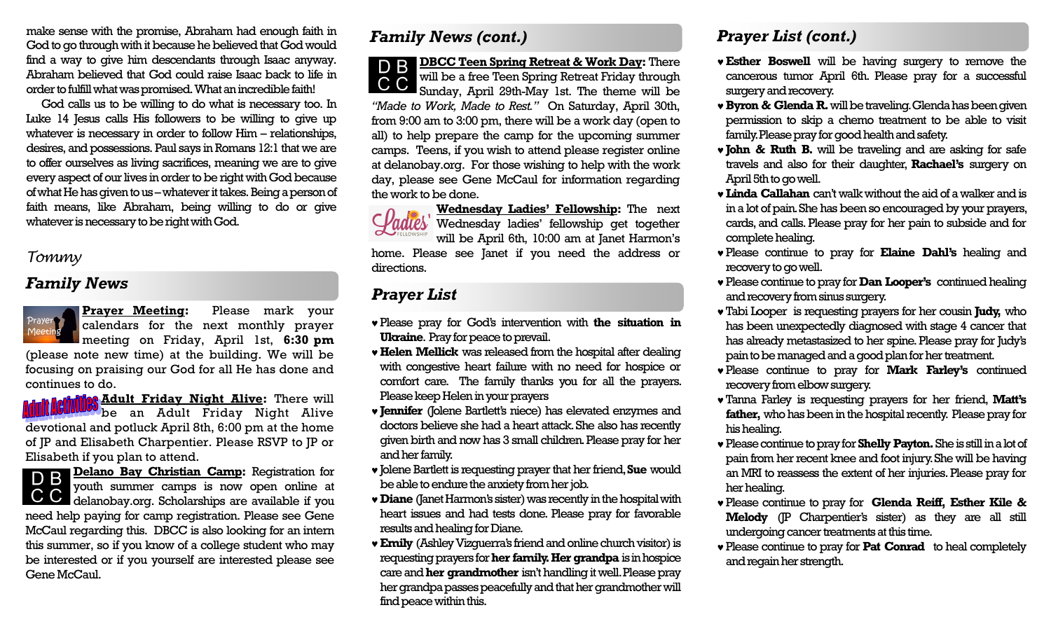make sense with the promise, Abraham had enough faith in God to go through with it because he believed that God would find a way to give him descendants through Isaac anyway. Abraham believed that God could raise Isaac back to life in order to fulfill what was promised. What an incredible faith!

God calls us to be willing to do what is necessary too. In Luke 14 Jesus calls His followers to be willing to give up whatever is necessary in order to follow Him – relationships, desires, and possessions. Paul says in Romans 12:1 that we are to offer ourselves as living sacrifices, meaning we are to give every aspect of our lives in order to be right with God because of what He has given to us – whatever it takes. Being a person of faith means, like Abraham, being willing to do or give whatever is necessary to be right with God.

*Tommy*

## Family News

**Prayer Meeting:** Please mark your calendars for the next monthly prayer meeting on Friday, April 1st, **6:30 pm** (please note new time) at the building. We will be focusing on praising our God for all He has done and continues to do.

**Adult Friday Night Alive:** There will be an Adult Friday Night Alive devotional and potluck April 8th, 6:00 pm at the home of JP and Elisabeth Charpentier. Please RSVP to JP or Elisabeth if you plan to attend.

**Delano Bay Christian Camp:** Registration for youth summer camps is now open online at delanobay.org. Scholarships are available if you need help paying for camp registration. Please see Gene McCaul regarding this. DBCC is also looking for an intern this summer, so if you know of a college student who may be interested or if you yourself are interested please see Gene McCaul.

## Family News (cont.)

**DBCC Teen Spring Retreat & Work Day:** There will be a free Teen Spring Retreat Friday through Sunday, April 29th-May 1st. The theme will be *"Made to Work, Made to Rest."* On Saturday, April 30th, from 9:00 am to 3:00 pm, there will be a work day (open to all) to help prepare the camp for the upcoming summer camps. Teens, if you wish to attend please register online at delanobay.org. For those wishing to help with the work day, please see Gene McCaul for information regarding the work to be done.

**Wednesday Ladies' Fellowship:** The next Wednesday ladies' fellowship get together will be April 6th, 10:00 am at Janet Harmon's home. Please see Janet if you need the address or directions.

## Prayer List

- Please pray for God's intervention with **the situation in Ukraine**. Pray for peace to prevail.
- **Helen Mellick** was released from the hospital after dealing with congestive heart failure with no need for hospice or comfort care. The family thanks you for all the prayers. Please keep Helen in your prayers
- **Jennifer** (Jolene Bartlett's niece) has elevated enzymes and doctors believe she had a heart attack. She also has recently given birth and now has 3 small children. Please pray for her and her family.
- Jolene Bartlett is requesting prayer that her friend, **Sue** would be able to endure the anxiety from her job.
- **Diane** (Janet Harmon's sister) was recently in the hospital with heart issues and had tests done. Please pray for favorable results and healing for Diane.
- **Emily** (Ashley Vizguerra's friend and online church visitor) is requesting prayers for **her family. Her grandpa** is in hospice care and **her grandmother** isn't handling it well. Please pray her grandpa passes peacefully and that her grandmother will find peace within this.

## Prayer List (cont.)

- **Esther Boswell** will be having surgery to remove the cancerous tumor April 6th. Please pray for a successful surgery and recovery.
- **Byron & Glenda R.** will be traveling. Glenda has been given permission to skip a chemo treatment to be able to visit family. Please pray for good health and safety.
- **John & Ruth B.** will be traveling and are asking for safe travels and also for their daughter, **Rachael's** surgery on April 5th to go well.
- **Linda Callahan** can't walk without the aid of a walker and is in a lot of pain. She has been so encouraged by your prayers, cards, and calls. Please pray for her pain to subside and for complete healing.
- Please continue to pray for **Elaine Dahl's** healing and recovery to go well.
- Please continue to pray for **Dan Looper's** continued healing and recovery from sinus surgery.
- Tabi Looper is requesting prayers for her cousin **Judy,** who has been unexpectedly diagnosed with stage 4 cancer that has already metastasized to her spine. Please pray for Judy's pain to be managed and a good plan for her treatment.
- Please continue to pray for **Mark Farley's** continued recovery from elbow surgery.
- Tanna Farley is requesting prayers for her friend, **Matt's father,** who has been in the hospital recently. Please pray for his healing.
- Please continue to pray for **Shelly Payton.** She is still in a lot of pain from her recent knee and foot injury. She will be having an MRI to reassess the extent of her injuries. Please pray for her healing.
- Please continue to pray for **Glenda Reiff, Esther Kile & Melody** (JP Charpentier's sister) as they are all still undergoing cancer treatments at this time.
- Please continue to pray for **Pat Conrad** to heal completely and regain her strength.